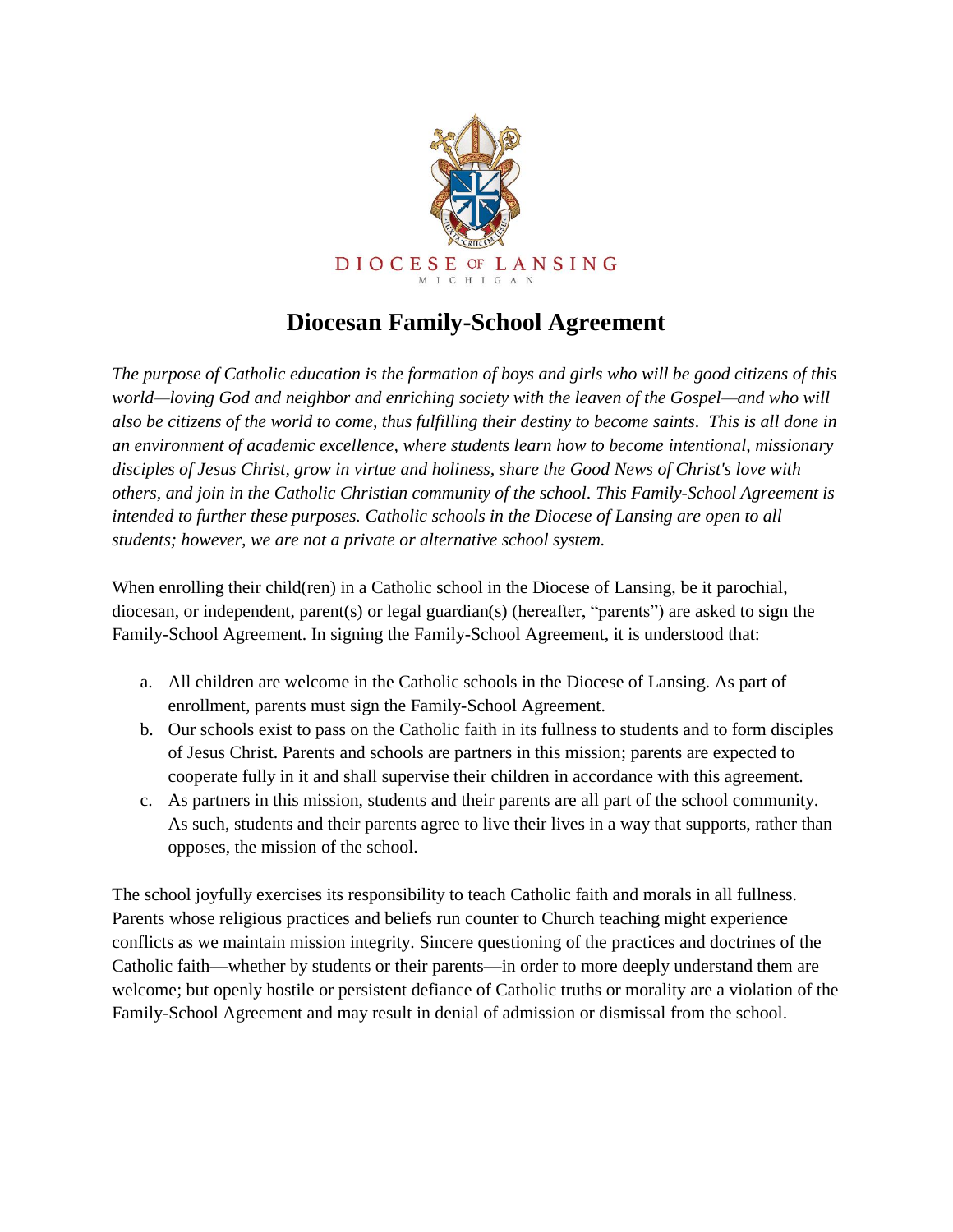DIOCESE OF LANSING
MICHIGAN

# Diocesan Family-School Agreement

*The purpose of Catholic education is the formation of boys and girls who will be good citizens of this world—loving God and neighbor and enriching society with the leaven of the Gospel—and who will also be citizens of the world to come, thus fulfilling their destiny to become saints. This is all done in an environment of academic excellence, where students learn how to become intentional, missionary disciples of Jesus Christ, grow in virtue and holiness, share the Good News of Christ's love with others, and join in the Catholic Christian community of the school. This Family-School Agreement is intended to further these purposes. Catholic schools in the Diocese of Lansing are open to all students; however, we are not a private or alternative school system.*

When enrolling their child(ren) in a Catholic school in the Diocese of Lansing, be it parochial, diocesan, or independent, parent(s) or legal guardian(s) (hereafter, "parents") are asked to sign the Family-School Agreement. In signing the Family-School Agreement, it is understood that:

a. All children are welcome in the Catholic schools in the Diocese of Lansing. As part of enrollment, parents must sign the Family-School Agreement.
b. Our schools exist to pass on the Catholic faith in its fullness to students and to form disciples of Jesus Christ. Parents and schools are partners in this mission; parents are expected to cooperate fully in it and shall supervise their children in accordance with this agreement.
c. As partners in this mission, students and their parents are all part of the school community. As such, students and their parents agree to live their lives in a way that supports, rather than opposes, the mission of the school.

The school joyfully exercises its responsibility to teach Catholic faith and morals in all fullness. Parents whose religious practices and beliefs run counter to Church teaching might experience conflicts as we maintain mission integrity. Sincere questioning of the practices and doctrines of the Catholic faith—whether by students or their parents—in order to more deeply understand them are welcome; but openly hostile or persistent defiance of Catholic truths or morality are a violation of the Family-School Agreement and may result in denial of admission or dismissal from the school.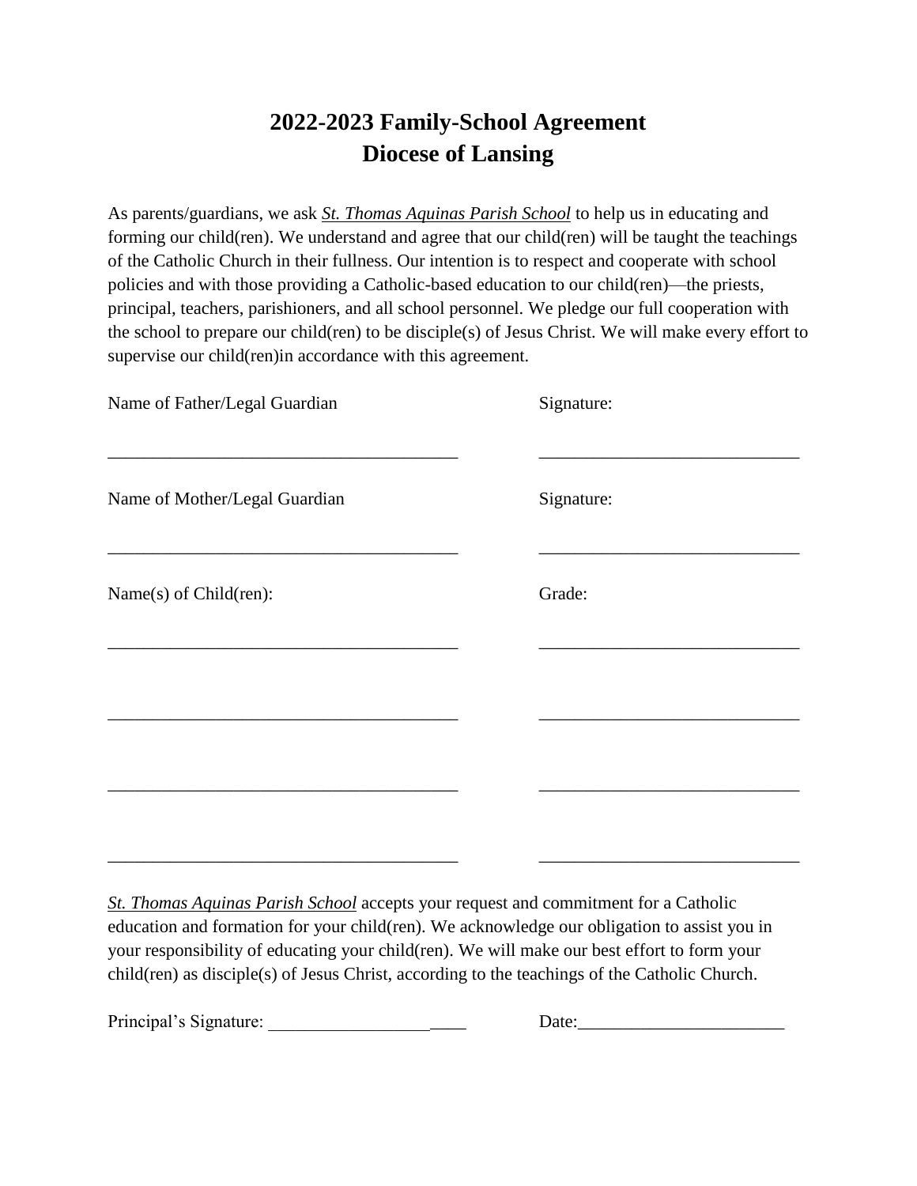# 2022-2023 Family-School Agreement
# Diocese of Lansing

As parents/guardians, we ask ***St. Thomas Aquinas Parish School*** to help us in educating and forming our child(ren). We understand and agree that our child(ren) will be taught the teachings of the Catholic Church in their fullness. Our intention is to respect and cooperate with school policies and with those providing a Catholic-based education to our child(ren)—the priests, principal, teachers, parishioners, and all school personnel. We pledge our full cooperation with the school to prepare our child(ren) to be disciple(s) of Jesus Christ. We will make every effort to supervise our child(ren)in accordance with this agreement.

Name of Father/Legal Guardian ______________________________________ Signature: ____________________________

Name of Mother/Legal Guardian ______________________________________ Signature: ____________________________

Name(s) of Child(ren):

______________________________________ Grade: ____________________________

______________________________________ ____________________________

______________________________________ ____________________________

______________________________________ ____________________________

***St. Thomas Aquinas Parish School*** accepts your request and commitment for a Catholic education and formation for your child(ren). We acknowledge our obligation to assist you in your responsibility of educating your child(ren). We will make our best effort to form your child(ren) as disciple(s) of Jesus Christ, according to the teachings of the Catholic Church.

Principal's Signature: ______________________ Date:______________________